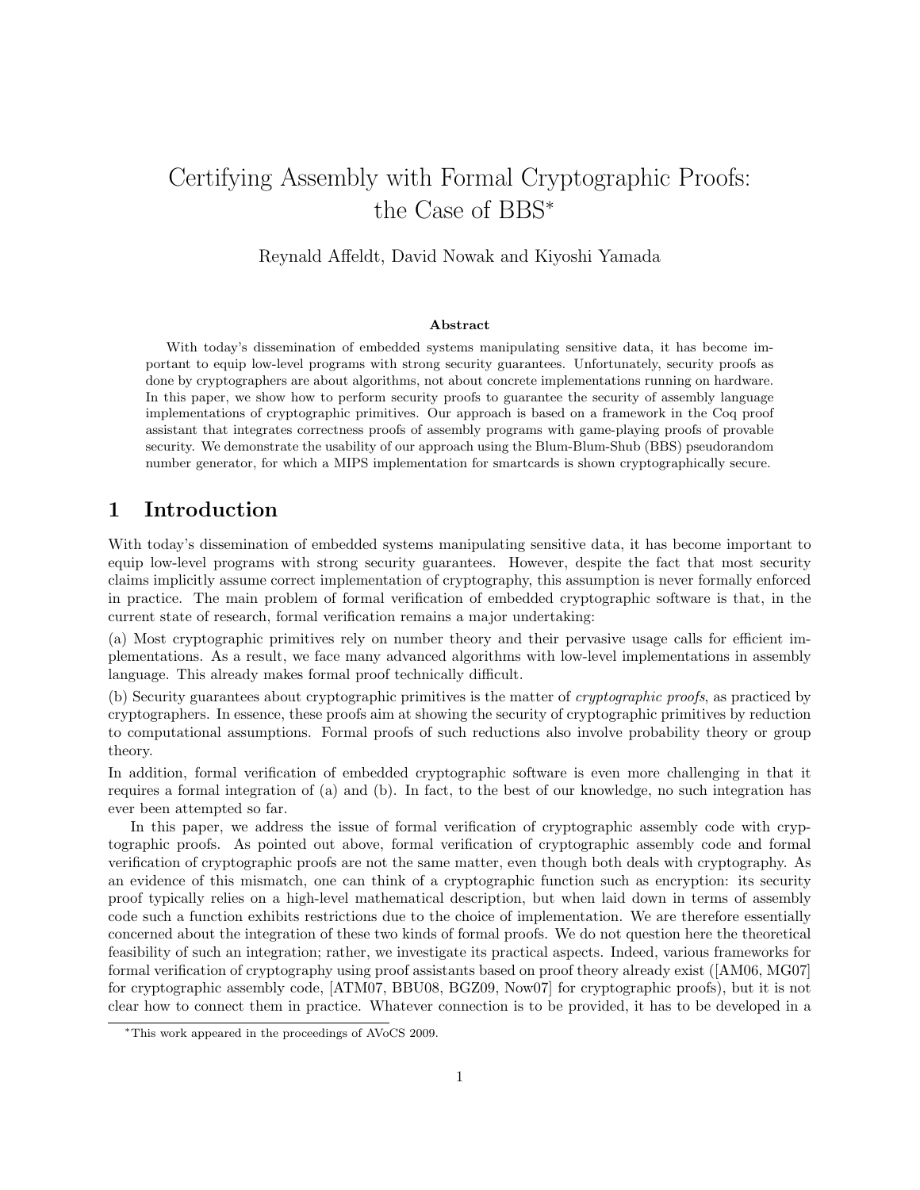# Certifying Assembly with Formal Cryptographic Proofs: the Case of BBS*

Reynald Affeldt, David Nowak and Kiyoshi Yamada

### Abstract

With today's dissemination of embedded systems manipulating sensitive data, it has become important to equip low-level programs with strong security guarantees. Unfortunately, security proofs as done by cryptographers are about algorithms, not about concrete implementations running on hardware. In this paper, we show how to perform security proofs to guarantee the security of assembly language implementations of cryptographic primitives. Our approach is based on a framework in the Coq proof assistant that integrates correctness proofs of assembly programs with game-playing proofs of provable security. We demonstrate the usability of our approach using the Blum-Blum-Shub (BBS) pseudorandom number generator, for which a MIPS implementation for smartcards is shown cryptographically secure.

## 1 Introduction

With today's dissemination of embedded systems manipulating sensitive data, it has become important to equip low-level programs with strong security guarantees. However, despite the fact that most security claims implicitly assume correct implementation of cryptography, this assumption is never formally enforced in practice. The main problem of formal verification of embedded cryptographic software is that, in the current state of research, formal verification remains a major undertaking:

(a) Most cryptographic primitives rely on number theory and their pervasive usage calls for efficient implementations. As a result, we face many advanced algorithms with low-level implementations in assembly language. This already makes formal proof technically difficult.

(b) Security guarantees about cryptographic primitives is the matter of *cryptographic proofs*, as practiced by cryptographers. In essence, these proofs aim at showing the security of cryptographic primitives by reduction to computational assumptions. Formal proofs of such reductions also involve probability theory or group theory.

In addition, formal verification of embedded cryptographic software is even more challenging in that it requires a formal integration of (a) and (b). In fact, to the best of our knowledge, no such integration has ever been attempted so far.

In this paper, we address the issue of formal verification of cryptographic assembly code with cryptographic proofs. As pointed out above, formal verification of cryptographic assembly code and formal verification of cryptographic proofs are not the same matter, even though both deals with cryptography. As an evidence of this mismatch, one can think of a cryptographic function such as encryption: its security proof typically relies on a high-level mathematical description, but when laid down in terms of assembly code such a function exhibits restrictions due to the choice of implementation. We are therefore essentially concerned about the integration of these two kinds of formal proofs. We do not question here the theoretical feasibility of such an integration; rather, we investigate its practical aspects. Indeed, various frameworks for formal verification of cryptography using proof assistants based on proof theory already exist ([AM06, MG07] for cryptographic assembly code, [ATM07, BBU08, BGZ09, Now07] for cryptographic proofs), but it is not clear how to connect them in practice. Whatever connection is to be provided, it has to be developed in a

*This work appeared in the proceedings of AVoCS 2009.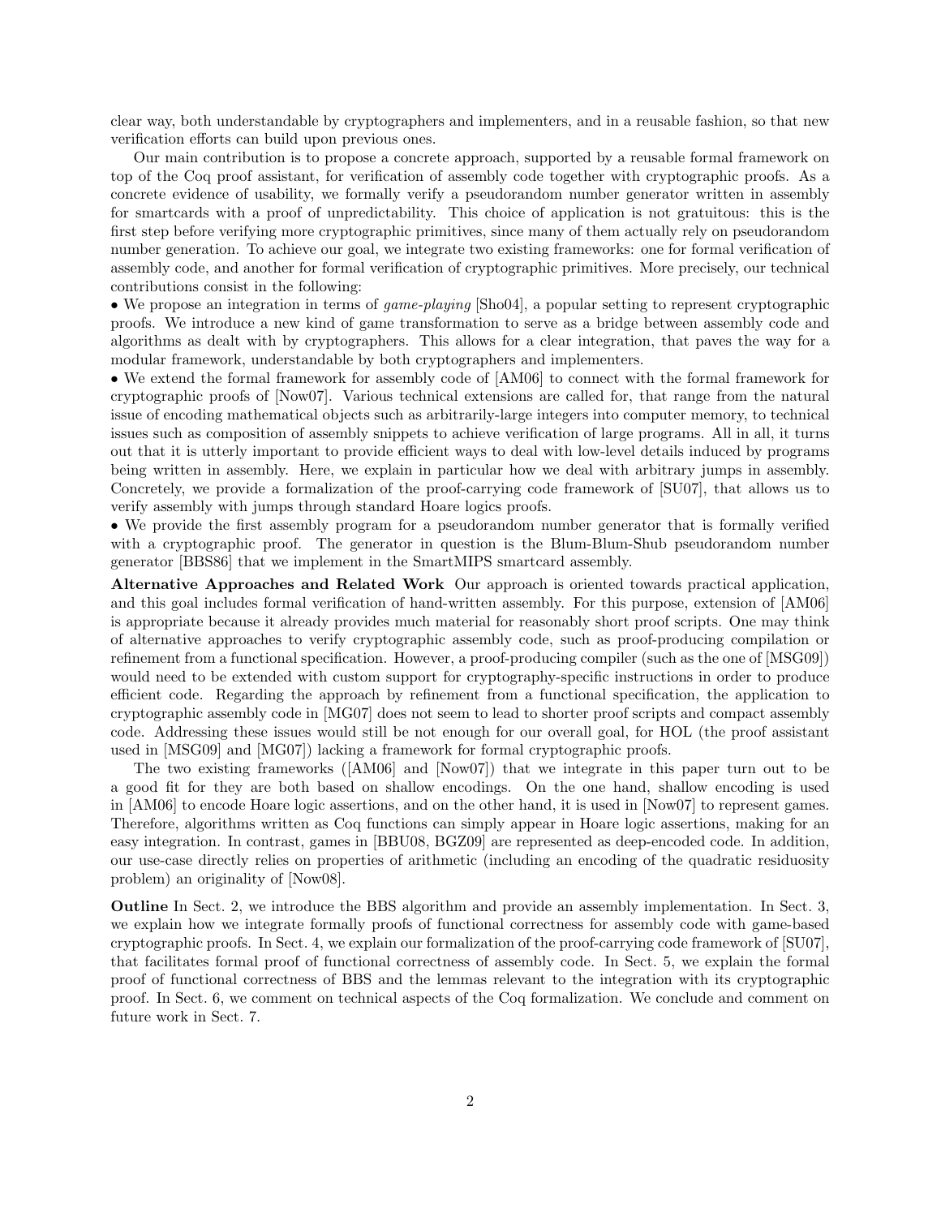clear way, both understandable by cryptographers and implementers, and in a reusable fashion, so that new verification efforts can build upon previous ones.

Our main contribution is to propose a concrete approach, supported by a reusable formal framework on top of the Coq proof assistant, for verification of assembly code together with cryptographic proofs. As a concrete evidence of usability, we formally verify a pseudorandom number generator written in assembly for smartcards with a proof of unpredictability. This choice of application is not gratuitous: this is the first step before verifying more cryptographic primitives, since many of them actually rely on pseudorandom number generation. To achieve our goal, we integrate two existing frameworks: one for formal verification of assembly code, and another for formal verification of cryptographic primitives. More precisely, our technical contributions consist in the following:

- We propose an integration in terms of *game-playing* [Sho04], a popular setting to represent cryptographic proofs. We introduce a new kind of game transformation to serve as a bridge between assembly code and algorithms as dealt with by cryptographers. This allows for a clear integration, that paves the way for a modular framework, understandable by both cryptographers and implementers.
- We extend the formal framework for assembly code of [AM06] to connect with the formal framework for cryptographic proofs of [Now07]. Various technical extensions are called for, that range from the natural issue of encoding mathematical objects such as arbitrarily-large integers into computer memory, to technical issues such as composition of assembly snippets to achieve verification of large programs. All in all, it turns out that it is utterly important to provide efficient ways to deal with low-level details induced by programs being written in assembly. Here, we explain in particular how we deal with arbitrary jumps in assembly. Concretely, we provide a formalization of the proof-carrying code framework of [SU07], that allows us to verify assembly with jumps through standard Hoare logics proofs.
- We provide the first assembly program for a pseudorandom number generator that is formally verified with a cryptographic proof. The generator in question is the Blum-Blum-Shub pseudorandom number generator [BBS86] that we implement in the SmartMIPS smartcard assembly.

**Alternative Approaches and Related Work** Our approach is oriented towards practical application, and this goal includes formal verification of hand-written assembly. For this purpose, extension of [AM06] is appropriate because it already provides much material for reasonably short proof scripts. One may think of alternative approaches to verify cryptographic assembly code, such as proof-producing compilation or refinement from a functional specification. However, a proof-producing compiler (such as the one of [MSG09]) would need to be extended with custom support for cryptography-specific instructions in order to produce efficient code. Regarding the approach by refinement from a functional specification, the application to cryptographic assembly code in [MG07] does not seem to lead to shorter proof scripts and compact assembly code. Addressing these issues would still be not enough for our overall goal, for HOL (the proof assistant used in [MSG09] and [MG07]) lacking a framework for formal cryptographic proofs.

The two existing frameworks ([AM06] and [Now07]) that we integrate in this paper turn out to be a good fit for they are both based on shallow encodings. On the one hand, shallow encoding is used in [AM06] to encode Hoare logic assertions, and on the other hand, it is used in [Now07] to represent games. Therefore, algorithms written as Coq functions can simply appear in Hoare logic assertions, making for an easy integration. In contrast, games in [BBU08, BGZ09] are represented as deep-encoded code. In addition, our use-case directly relies on properties of arithmetic (including an encoding of the quadratic residuosity problem) an originality of [Now08].

**Outline** In Sect. 2, we introduce the BBS algorithm and provide an assembly implementation. In Sect. 3, we explain how we integrate formally proofs of functional correctness for assembly code with game-based cryptographic proofs. In Sect. 4, we explain our formalization of the proof-carrying code framework of [SU07], that facilitates formal proof of functional correctness of assembly code. In Sect. 5, we explain the formal proof of functional correctness of BBS and the lemmas relevant to the integration with its cryptographic proof. In Sect. 6, we comment on technical aspects of the Coq formalization. We conclude and comment on future work in Sect. 7.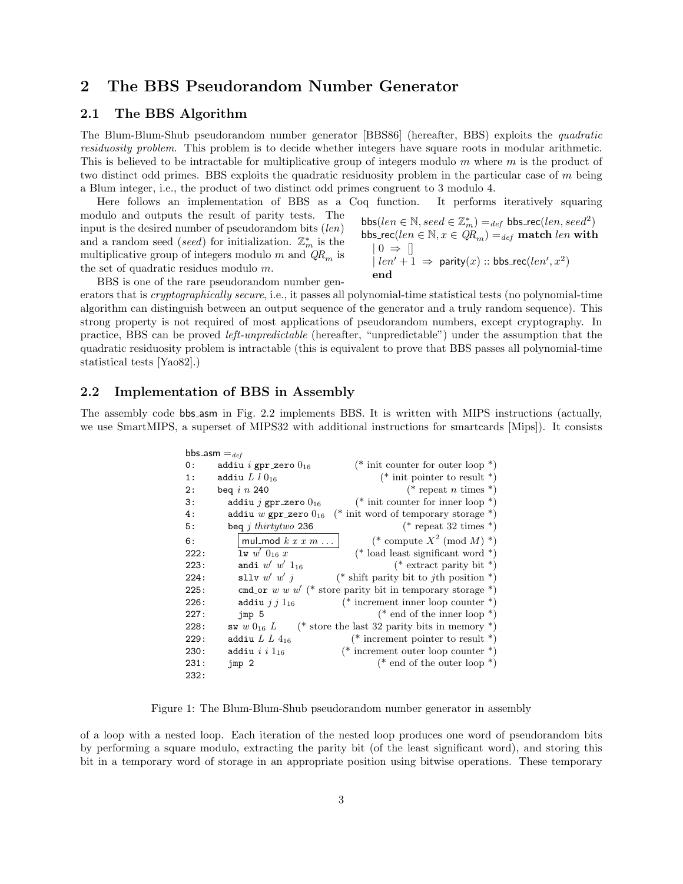## 2 The BBS Pseudorandom Number Generator

### 2.1 The BBS Algorithm

The Blum-Blum-Shub pseudorandom number generator [BBS86] (hereafter, BBS) exploits the *quadratic residuosity problem*. This problem is to decide whether integers have square roots in modular arithmetic. This is believed to be intractable for multiplicative group of integers modulo $m$ where $m$ is the product of two distinct odd primes. BBS exploits the quadratic residuosity problem in the particular case of $m$ being a Blum integer, i.e., the product of two distinct odd primes congruent to 3 modulo 4.

Here follows an implementation of BBS as a Coq function. It performs iteratively squaring modulo and outputs the result of parity tests. The input is the desired number of pseudorandom bits ($len$) and a random seed ($seed$) for initialization. $\mathbb{Z}_m^*$ is the multiplicative group of integers modulo $m$ and $QR_m$ is the set of quadratic residues modulo $m$.

$$
\begin{array}{l}
\mathsf{bbs}(len \in \mathbb{N}, seed \in \mathbb{Z}_m^*) =_{def} \mathsf{bbs\_rec}(len, seed^2) \\
\mathsf{bbs\_rec}(len \in \mathbb{N}, x \in QR_m) =_{def} \textbf{match } len \textbf{ with} \\
\quad \mid 0 \Rightarrow [] \\
\quad \mid len' + 1 \Rightarrow \mathsf{parity}(x) :: \mathsf{bbs\_rec}(len', x^2) \\
\textbf{end}
\end{array}
$$

BBS is one of the rare pseudorandom number generators that is *cryptographically secure*, i.e., it passes all polynomial-time statistical tests (no polynomial-time algorithm can distinguish between an output sequence of the generator and a truly random sequence). This strong property is not required of most applications of pseudorandom numbers, except cryptography. In practice, BBS can be proved *left-unpredictable* (hereafter, "unpredictable") under the assumption that the quadratic residuosity problem is intractable (this is equivalent to prove that BBS passes all polynomial-time statistical tests [Yao82].)

### 2.2 Implementation of BBS in Assembly

The assembly code bbs_asm in Fig. 2.2 implements BBS. It is written with MIPS instructions (actually, we use SmartMIPS, a superset of MIPS32 with additional instructions for smartcards [Mips]). It consists

```
bbs_asm =def
0:    addiu i gpr_zero 0_16           (* init counter for outer loop *)
1:    addiu L l 0_16                  (* init pointer to result *)
2:    beq i n 240                     (* repeat n times *)
3:      addiu j gpr_zero 0_16         (* init counter for inner loop *)
4:      addiu w gpr_zero 0_16         (* init word of temporary storage *)
5:      beq j thirtytwo 236           (* repeat 32 times *)
6:        [mul_mod k x x m ...]       (* compute X^2 (mod M) *)
222:      lw w' 0_16 x                (* load least significant word *)
223:      andi w' w' 1_16             (* extract parity bit *)
224:      sllv w' w' j                (* shift parity bit to jth position *)
225:      cmd_or w w w'               (* store parity bit in temporary storage *)
226:      addiu j j 1_16              (* increment inner loop counter *)
227:      jmp 5                       (* end of the inner loop *)
228:    sw w 0_16 L                   (* store the last 32 parity bits in memory *)
229:    addiu L L 4_16                (* increment pointer to result *)
230:    addiu i i 1_16                (* increment outer loop counter *)
231:    jmp 2                         (* end of the outer loop *)
232:
```

Figure 1: The Blum-Blum-Shub pseudorandom number generator in assembly

of a loop with a nested loop. Each iteration of the nested loop produces one word of pseudorandom bits by performing a square modulo, extracting the parity bit (of the least significant word), and storing this bit in a temporary word of storage in an appropriate position using bitwise operations. These temporary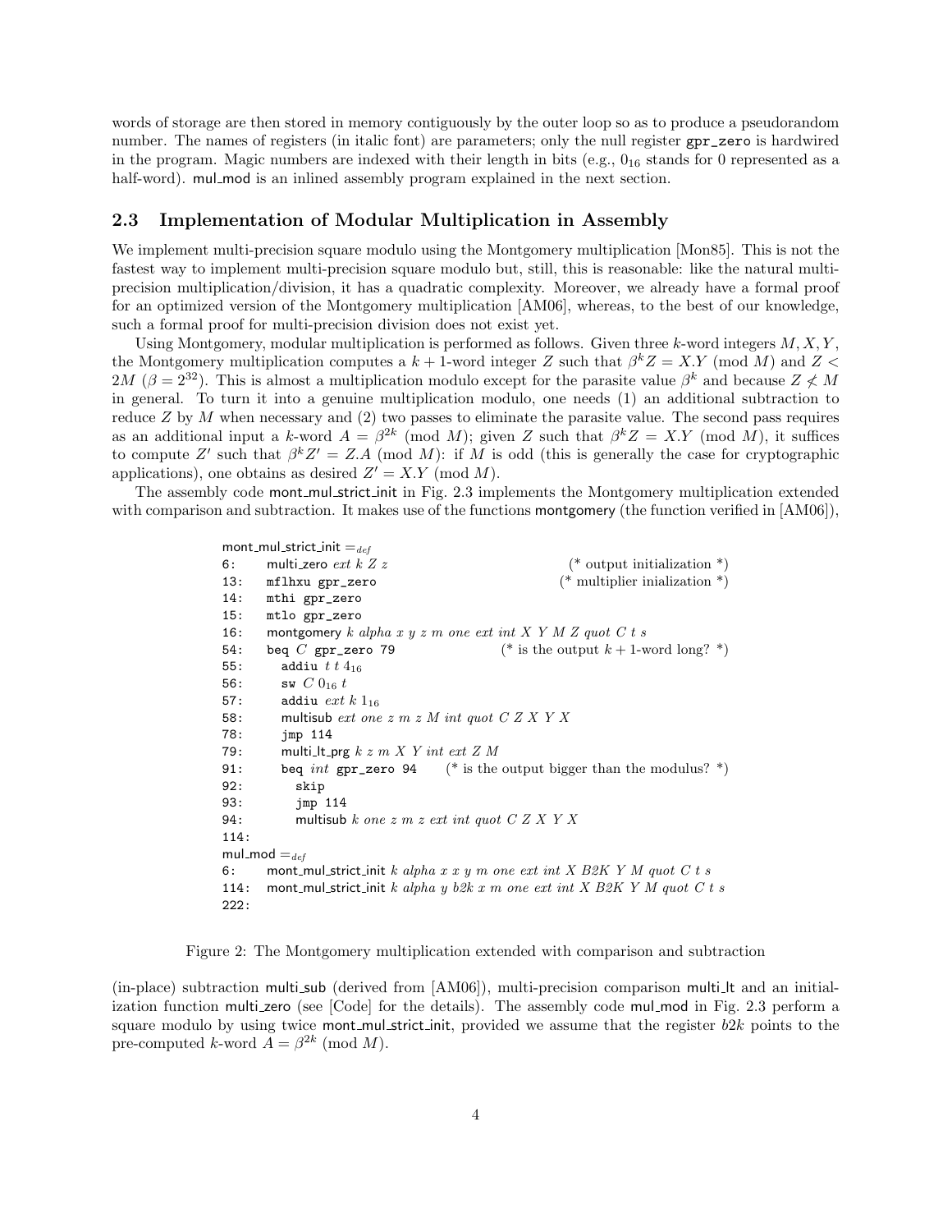words of storage are then stored in memory contiguously by the outer loop so as to produce a pseudorandom number. The names of registers (in italic font) are parameters; only the null register `gpr_zero` is hardwired in the program. Magic numbers are indexed with their length in bits (e.g., $0_{16}$ stands for 0 represented as a half-word). mul_mod is an inlined assembly program explained in the next section.

### 2.3 Implementation of Modular Multiplication in Assembly

We implement multi-precision square modulo using the Montgomery multiplication [Mon85]. This is not the fastest way to implement multi-precision square modulo but, still, this is reasonable: like the natural multi-precision multiplication/division, it has a quadratic complexity. Moreover, we already have a formal proof for an optimized version of the Montgomery multiplication [AM06], whereas, to the best of our knowledge, such a formal proof for multi-precision division does not exist yet.

Using Montgomery, modular multiplication is performed as follows. Given three $k$-word integers $M, X, Y$, the Montgomery multiplication computes a $k+1$-word integer $Z$ such that $\beta^k Z = X.Y \pmod{M}$ and $Z < 2M$ ($\beta = 2^{32}$). This is almost a multiplication modulo except for the parasite value $\beta^k$ and because $Z \not< M$ in general. To turn it into a genuine multiplication modulo, one needs (1) an additional subtraction to reduce $Z$ by $M$ when necessary and (2) two passes to eliminate the parasite value. The second pass requires as an additional input a $k$-word $A = \beta^{2k} \pmod{M}$; given $Z$ such that $\beta^k Z = X.Y \pmod{M}$, it suffices to compute $Z'$ such that $\beta^k Z' = Z.A \pmod{M}$: if $M$ is odd (this is generally the case for cryptographic applications), one obtains as desired $Z' = X.Y \pmod{M}$.

The assembly code mont_mul_strict_init in Fig. 2.3 implements the Montgomery multiplication extended with comparison and subtraction. It makes use of the functions montgomery (the function verified in [AM06]),

```
mont_mul_strict_init =def
6:    multi_zero ext k Z z                                  (* output initialization *)
13:   mflhxu gpr_zero                                       (* multiplier inialization *)
14:   mthi gpr_zero
15:   mtlo gpr_zero
16:   montgomery k alpha x y z m one ext int X Y M Z quot C t s
54:   beq C gpr_zero 79                              (* is the output k + 1-word long? *)
55:     addiu t t 4_16
56:     sw C 0_16 t
57:     addiu ext k 1_16
58:     multisub ext one z m z M int quot C Z X Y X
78:     jmp 114
79:     multi_lt_prg k z m X Y int ext Z M
91:     beq int gpr_zero 94        (* is the output bigger than the modulus? *)
92:       skip
93:       jmp 114
94:       multisub k one z m z ext int quot C Z X Y X
114:
mul_mod =def
6:    mont_mul_strict_init k alpha x x y m one ext int X B2K Y M quot C t s
114:  mont_mul_strict_init k alpha y b2k x m one ext int X B2K Y M quot C t s
222:
```

Figure 2: The Montgomery multiplication extended with comparison and subtraction

(in-place) subtraction multi_sub (derived from [AM06]), multi-precision comparison multi_lt and an initialization function multi_zero (see [Code] for the details). The assembly code mul_mod in Fig. 2.3 perform a square modulo by using twice mont_mul_strict_init, provided we assume that the register *b2k* points to the pre-computed $k$-word $A = \beta^{2k} \pmod{M}$.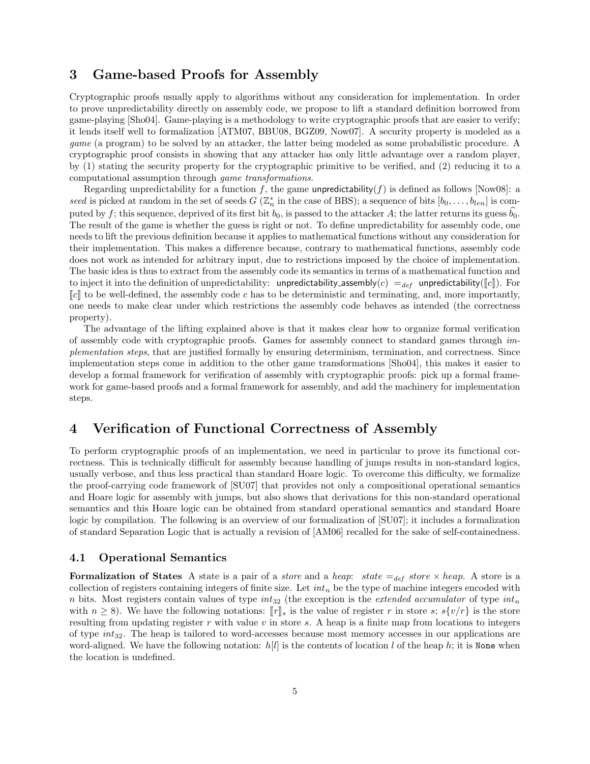## 3 Game-based Proofs for Assembly

Cryptographic proofs usually apply to algorithms without any consideration for implementation. In order to prove unpredictability directly on assembly code, we propose to lift a standard definition borrowed from game-playing [Sho04]. Game-playing is a methodology to write cryptographic proofs that are easier to verify; it lends itself well to formalization [ATM07, BBU08, BGZ09, Now07]. A security property is modeled as a *game* (a program) to be solved by an attacker, the latter being modeled as some probabilistic procedure. A cryptographic proof consists in showing that any attacker has only little advantage over a random player, by (1) stating the security property for the cryptographic primitive to be verified, and (2) reducing it to a computational assumption through *game transformations*.

Regarding unpredictability for a function $f$, the game $\mathsf{unpredictability}(f)$ is defined as follows [Now08]: a *seed* is picked at random in the set of seeds $G$ ($\mathbb{Z}_n^*$ in the case of BBS); a sequence of bits $[b_0, \ldots, b_{len}]$ is computed by $f$; this sequence, deprived of its first bit $b_0$, is passed to the attacker $A$; the latter returns its guess $\widehat{b_0}$. The result of the game is whether the guess is right or not. To define unpredictability for assembly code, one needs to lift the previous definition because it applies to mathematical functions without any consideration for their implementation. This makes a difference because, contrary to mathematical functions, assembly code does not work as intended for arbitrary input, due to restrictions imposed by the choice of implementation. The basic idea is thus to extract from the assembly code its semantics in terms of a mathematical function and to inject it into the definition of unpredictability: $\mathsf{unpredictability\_assembly}(c) =_{def} \mathsf{unpredictability}([\![c]\!])$. For $[\![c]\!]$ to be well-defined, the assembly code $c$ has to be deterministic and terminating, and, more importantly, one needs to make clear under which restrictions the assembly code behaves as intended (the correctness property).

The advantage of the lifting explained above is that it makes clear how to organize formal verification of assembly code with cryptographic proofs. Games for assembly connect to standard games through *implementation steps*, that are justified formally by ensuring determinism, termination, and correctness. Since implementation steps come in addition to the other game transformations [Sho04], this makes it easier to develop a formal framework for verification of assembly with cryptographic proofs: pick up a formal framework for game-based proofs and a formal framework for assembly, and add the machinery for implementation steps.

## 4 Verification of Functional Correctness of Assembly

To perform cryptographic proofs of an implementation, we need in particular to prove its functional correctness. This is technically difficult for assembly because handling of jumps results in non-standard logics, usually verbose, and thus less practical than standard Hoare logic. To overcome this difficulty, we formalize the proof-carrying code framework of [SU07] that provides not only a compositional operational semantics and Hoare logic for assembly with jumps, but also shows that derivations for this non-standard operational semantics and this Hoare logic can be obtained from standard operational semantics and standard Hoare logic by compilation. The following is an overview of our formalization of [SU07]; it includes a formalization of standard Separation Logic that is actually a revision of [AM06] recalled for the sake of self-containedness.

### 4.1 Operational Semantics

**Formalization of States** A state is a pair of a *store* and a *heap*: $state =_{def} store \times heap$. A store is a collection of registers containing integers of finite size. Let $int_n$ be the type of machine integers encoded with $n$ bits. Most registers contain values of type $int_{32}$ (the exception is the *extended accumulator* of type $int_n$ with $n \geq 8$). We have the following notations: $[\![r]\!]_s$ is the value of register $r$ in store $s$; $s\{v/r\}$ is the store resulting from updating register $r$ with value $v$ in store $s$. A heap is a finite map from locations to integers of type $int_{32}$. The heap is tailored to word-accesses because most memory accesses in our applications are word-aligned. We have the following notation: $h[l]$ is the contents of location $l$ of the heap $h$; it is `None` when the location is undefined.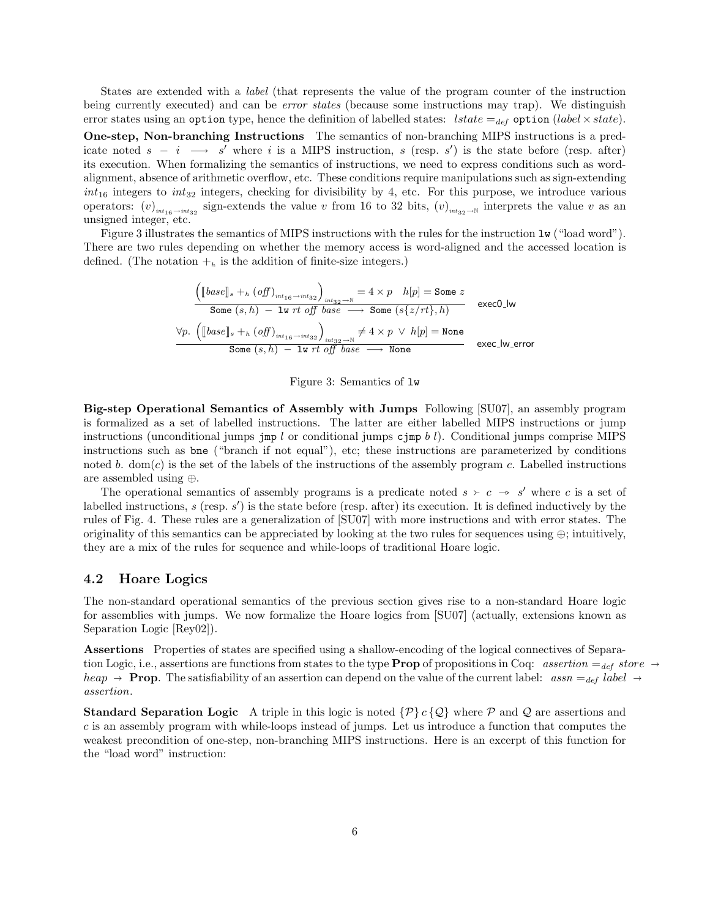States are extended with a *label* (that represents the value of the program counter of the instruction being currently executed) and can be *error states* (because some instructions may trap). We distinguish error states using an `option` type, hence the definition of labelled states: $\mathit{lstate} =_{def}$ `option` $(\mathit{label} \times \mathit{state})$.

**One-step, Non-branching Instructions** The semantics of non-branching MIPS instructions is a predicate noted $s \ - \ i \ \longrightarrow \ s'$ where $i$ is a MIPS instruction, $s$ (resp. $s'$) is the state before (resp. after) its execution. When formalizing the semantics of instructions, we need to express conditions such as word-alignment, absence of arithmetic overflow, etc. These conditions require manipulations such as sign-extending $\mathit{int}_{16}$ integers to $\mathit{int}_{32}$ integers, checking for divisibility by 4, etc. For this purpose, we introduce various operators: $(v)_{\mathit{int}_{16} \to \mathit{int}_{32}}$ sign-extends the value $v$ from 16 to 32 bits, $(v)_{\mathit{int}_{32} \to \mathbb{N}}$ interprets the value $v$ as an unsigned integer, etc.

Figure 3 illustrates the semantics of MIPS instructions with the rules for the instruction `lw` ("load word"). There are two rules depending on whether the memory access is word-aligned and the accessed location is defined. (The notation $+_h$ is the addition of finite-size integers.)

$$\frac{\left(\llbracket \mathit{base} \rrbracket_s +_h (\mathit{off})_{\mathit{int}_{16} \to \mathit{int}_{32}}\right)_{\mathit{int}_{32} \to \mathbb{N}} = 4 \times p \quad h[p] = \texttt{Some}\ z}{\texttt{Some}\ (s, h)\ -\ \texttt{lw}\ \mathit{rt}\ \mathit{off}\ \mathit{base}\ \longrightarrow\ \texttt{Some}\ (s\{z/\mathit{rt}\}, h)}\ \textsf{exec0\_lw}$$

$$\frac{\forall p.\ \left(\llbracket \mathit{base} \rrbracket_s +_h (\mathit{off})_{\mathit{int}_{16} \to \mathit{int}_{32}}\right)_{\mathit{int}_{32} \to \mathbb{N}} \neq 4 \times p\ \vee\ h[p] = \texttt{None}}{\texttt{Some}\ (s, h)\ -\ \texttt{lw}\ \mathit{rt}\ \mathit{off}\ \mathit{base}\ \longrightarrow\ \texttt{None}}\ \textsf{exec\_lw\_error}$$

Figure 3: Semantics of `lw`

**Big-step Operational Semantics of Assembly with Jumps** Following [SU07], an assembly program is formalized as a set of labelled instructions. The latter are either labelled MIPS instructions or jump instructions (unconditional jumps `jmp` $l$ or conditional jumps `cjmp` $b\ l$). Conditional jumps comprise MIPS instructions such as `bne` ("branch if not equal"), etc; these instructions are parameterized by conditions noted $b$. $\mathrm{dom}(c)$ is the set of the labels of the instructions of the assembly program $c$. Labelled instructions are assembled using $\oplus$.

The operational semantics of assembly programs is a predicate noted $s \succ c \twoheadrightarrow s'$ where $c$ is a set of labelled instructions, $s$ (resp. $s'$) is the state before (resp. after) its execution. It is defined inductively by the rules of Fig. 4. These rules are a generalization of [SU07] with more instructions and with error states. The originality of this semantics can be appreciated by looking at the two rules for sequences using $\oplus$; intuitively, they are a mix of the rules for sequence and while-loops of traditional Hoare logic.

## 4.2 Hoare Logics

The non-standard operational semantics of the previous section gives rise to a non-standard Hoare logic for assemblies with jumps. We now formalize the Hoare logics from [SU07] (actually, extensions known as Separation Logic [Rey02]).

**Assertions** Properties of states are specified using a shallow-encoding of the logical connectives of Separation Logic, i.e., assertions are functions from states to the type **Prop** of propositions in Coq: $\mathit{assertion} =_{def} \mathit{store} \to \mathit{heap} \to \mathbf{Prop}$. The satisfiability of an assertion can depend on the value of the current label: $\mathit{assn} =_{def} \mathit{label} \to \mathit{assertion}$.

**Standard Separation Logic** A triple in this logic is noted $\{\mathcal{P}\}\, c\, \{\mathcal{Q}\}$ where $\mathcal{P}$ and $\mathcal{Q}$ are assertions and $c$ is an assembly program with while-loops instead of jumps. Let us introduce a function that computes the weakest precondition of one-step, non-branching MIPS instructions. Here is an excerpt of this function for the "load word" instruction: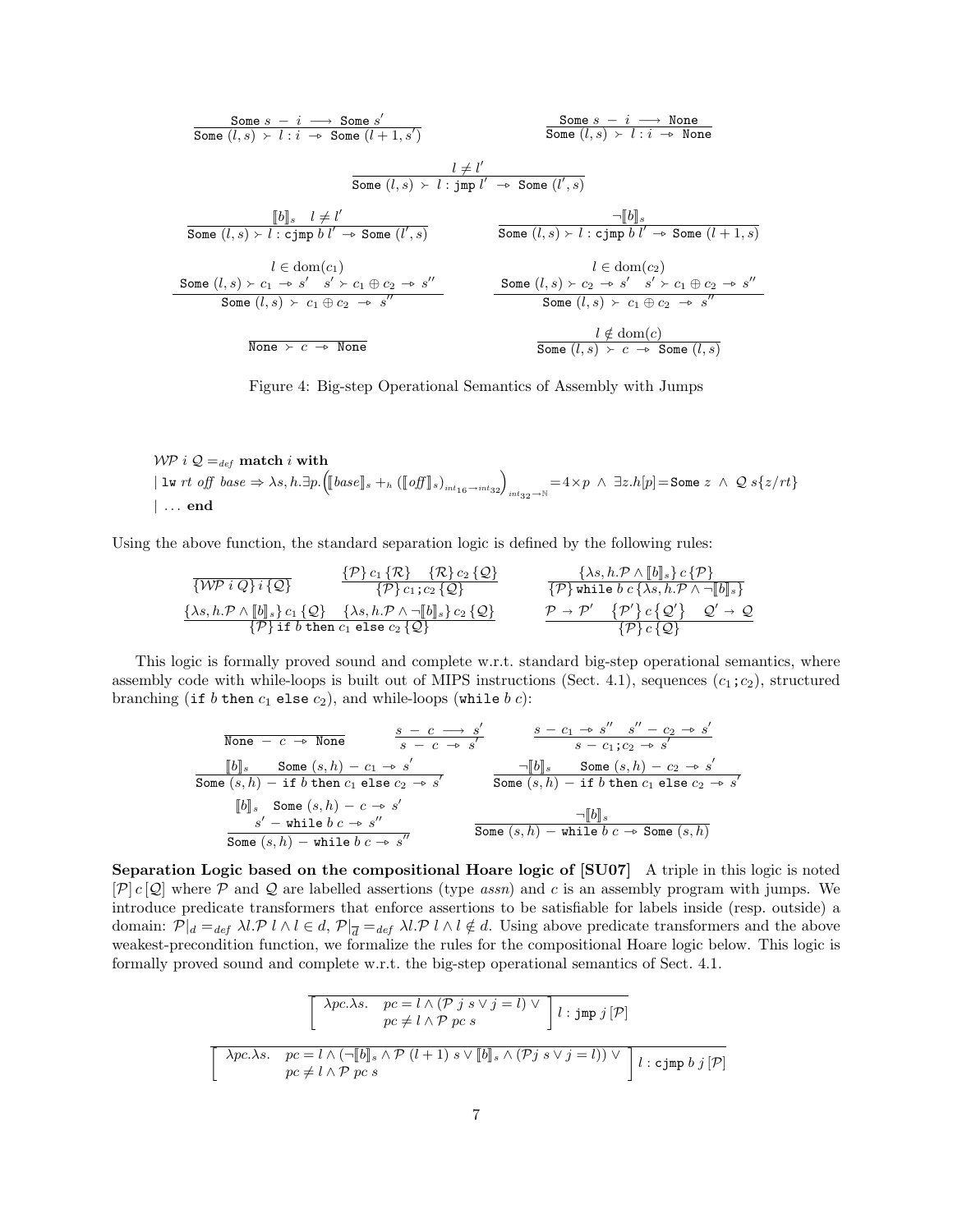$$\frac{\texttt{Some}\ s\ -\ i\ \longrightarrow\ \texttt{Some}\ s'}{\texttt{Some}\ (l,s)\ \succ\ l:i\ \twoheadrightarrow\ \texttt{Some}\ (l+1,s')} \qquad \frac{\texttt{Some}\ s\ -\ i\ \longrightarrow\ \texttt{None}}{\texttt{Some}\ (l,s)\ \succ\ l:i\ \twoheadrightarrow\ \texttt{None}}$$

$$\frac{l \neq l'}{\texttt{Some}\ (l,s)\ \succ\ l:\texttt{jmp}\ l'\ \twoheadrightarrow\ \texttt{Some}\ (l',s)}$$

$$\frac{[\![b]\!]_s \quad l \neq l'}{\texttt{Some}\ (l,s) \succ l:\texttt{cjmp}\ b\ l' \twoheadrightarrow \texttt{Some}\ (l',s)} \qquad \frac{\neg[\![b]\!]_s}{\texttt{Some}\ (l,s) \succ l:\texttt{cjmp}\ b\ l' \twoheadrightarrow \texttt{Some}\ (l+1,s)}$$

$$\frac{\begin{array}{c} l \in \mathrm{dom}(c_1) \\ \texttt{Some}\ (l,s) \succ c_1 \twoheadrightarrow s' \quad s' \succ c_1 \oplus c_2 \twoheadrightarrow s'' \end{array}}{\texttt{Some}\ (l,s)\ \succ\ c_1 \oplus c_2\ \twoheadrightarrow\ s''} \qquad \frac{\begin{array}{c} l \in \mathrm{dom}(c_2) \\ \texttt{Some}\ (l,s) \succ c_2 \twoheadrightarrow s' \quad s' \succ c_1 \oplus c_2 \twoheadrightarrow s'' \end{array}}{\texttt{Some}\ (l,s)\ \succ\ c_1 \oplus c_2\ \twoheadrightarrow\ s''}$$

$$\frac{}{\texttt{None}\ \succ\ c\ \twoheadrightarrow\ \texttt{None}} \qquad \frac{l \notin \mathrm{dom}(c)}{\texttt{Some}\ (l,s)\ \succ\ c\ \twoheadrightarrow\ \texttt{Some}\ (l,s)}$$

Figure 4: Big-step Operational Semantics of Assembly with Jumps

$\mathcal{WP}\ i\ \mathcal{Q} =_{def}$ **match** $i$ **with**
$\mid$ $\texttt{lw}\ rt\ off\ base \Rightarrow \lambda s,h.\exists p.\Big([\![base]\!]_s +_h ([\![off]\!]_s)_{int_{16}\to int_{32}}\Big)_{int_{32}\to\mathbb{N}} = 4\times p\ \wedge\ \exists z.h[p]=\texttt{Some}\ z\ \wedge\ \mathcal{Q}\ s\{z/rt\}$
$\mid$ $\ldots$ **end**

Using the above function, the standard separation logic is defined by the following rules:

$$\frac{}{\{\mathcal{WP}\ i\ Q\}\ i\ \{\mathcal{Q}\}} \qquad \frac{\{\mathcal{P}\}\ c_1\ \{\mathcal{R}\} \quad \{\mathcal{R}\}\ c_2\ \{\mathcal{Q}\}}{\{\mathcal{P}\}\ c_1\,\texttt{;}\,c_2\ \{\mathcal{Q}\}} \qquad \frac{\{\lambda s,h.\mathcal{P} \wedge [\![b]\!]_s\}\ c\ \{\mathcal{P}\}}{\{\mathcal{P}\}\ \texttt{while}\ b\ c\ \{\lambda s,h.\mathcal{P} \wedge \neg[\![b]\!]_s\}}$$

$$\frac{\{\lambda s,h.\mathcal{P} \wedge [\![b]\!]_s\}\ c_1\ \{\mathcal{Q}\} \quad \{\lambda s,h.\mathcal{P} \wedge \neg[\![b]\!]_s\}\ c_2\ \{\mathcal{Q}\}}{\{\mathcal{P}\}\ \texttt{if}\ b\ \texttt{then}\ c_1\ \texttt{else}\ c_2\ \{\mathcal{Q}\}} \qquad \frac{\mathcal{P} \to \mathcal{P}' \quad \{\mathcal{P}'\}\ c\ \{\mathcal{Q}'\} \quad \mathcal{Q}' \to \mathcal{Q}}{\{\mathcal{P}\}\ c\ \{\mathcal{Q}\}}$$

This logic is formally proved sound and complete w.r.t. standard big-step operational semantics, where assembly code with while-loops is built out of MIPS instructions (Sect. 4.1), sequences ($c_1\texttt{;}c_2$), structured branching ($\texttt{if}\ b\ \texttt{then}\ c_1\ \texttt{else}\ c_2$), and while-loops ($\texttt{while}\ b\ c$):

$$\frac{}{\texttt{None}\ -\ c\ \twoheadrightarrow\ \texttt{None}} \qquad \frac{s\ -\ c\ \longrightarrow\ s'}{s\ -\ c\ \twoheadrightarrow\ s'} \qquad \frac{s\ -\ c_1 \twoheadrightarrow s'' \quad s''\ -\ c_2 \twoheadrightarrow s'}{s\ -\ c_1\,\texttt{;}\,c_2 \twoheadrightarrow s'}$$

$$\frac{[\![b]\!]_s \quad \texttt{Some}\ (s,h)\ -\ c_1 \twoheadrightarrow s'}{\texttt{Some}\ (s,h)\ -\ \texttt{if}\ b\ \texttt{then}\ c_1\ \texttt{else}\ c_2 \twoheadrightarrow s'} \qquad \frac{\neg[\![b]\!]_s \quad \texttt{Some}\ (s,h)\ -\ c_2 \twoheadrightarrow s'}{\texttt{Some}\ (s,h)\ -\ \texttt{if}\ b\ \texttt{then}\ c_1\ \texttt{else}\ c_2 \twoheadrightarrow s'}$$

$$\frac{\begin{array}{c}[\![b]\!]_s \quad \texttt{Some}\ (s,h)\ -\ c \twoheadrightarrow s' \\ s'\ -\ \texttt{while}\ b\ c \twoheadrightarrow s''\end{array}}{\texttt{Some}\ (s,h)\ -\ \texttt{while}\ b\ c \twoheadrightarrow s''} \qquad \frac{\neg[\![b]\!]_s}{\texttt{Some}\ (s,h)\ -\ \texttt{while}\ b\ c \twoheadrightarrow \texttt{Some}\ (s,h)}$$

**Separation Logic based on the compositional Hoare logic of [SU07]** A triple in this logic is noted $[\mathcal{P}]\,c\,[\mathcal{Q}]$ where $\mathcal{P}$ and $\mathcal{Q}$ are labelled assertions (type *assn*) and $c$ is an assembly program with jumps. We introduce predicate transformers that enforce assertions to be satisfiable for labels inside (resp. outside) a domain: $\mathcal{P}|_d =_{def} \lambda l.\mathcal{P}\ l \wedge l \in d$, $\mathcal{P}|_{\overline{d}} =_{def} \lambda l.\mathcal{P}\ l \wedge l \notin d$. Using above predicate transformers and the above weakest-precondition function, we formalize the rules for the compositional Hoare logic below. This logic is formally proved sound and complete w.r.t. the big-step operational semantics of Sect. 4.1.

$$\left[\begin{array}{ll}\lambda pc.\lambda s. & pc = l \wedge (\mathcal{P}\ j\ s \vee j = l)\ \vee \\ & pc \neq l \wedge \mathcal{P}\ pc\ s\end{array}\right]\ l:\texttt{jmp}\ j\ [\mathcal{P}]$$

$$\left[\begin{array}{ll}\lambda pc.\lambda s. & pc = l \wedge (\neg[\![b]\!]_s \wedge \mathcal{P}\ (l+1)\ s \vee [\![b]\!]_s \wedge (\mathcal{P} j\ s \vee j = l))\ \vee \\ & pc \neq l \wedge \mathcal{P}\ pc\ s\end{array}\right]\ l:\texttt{cjmp}\ b\ j\ [\mathcal{P}]$$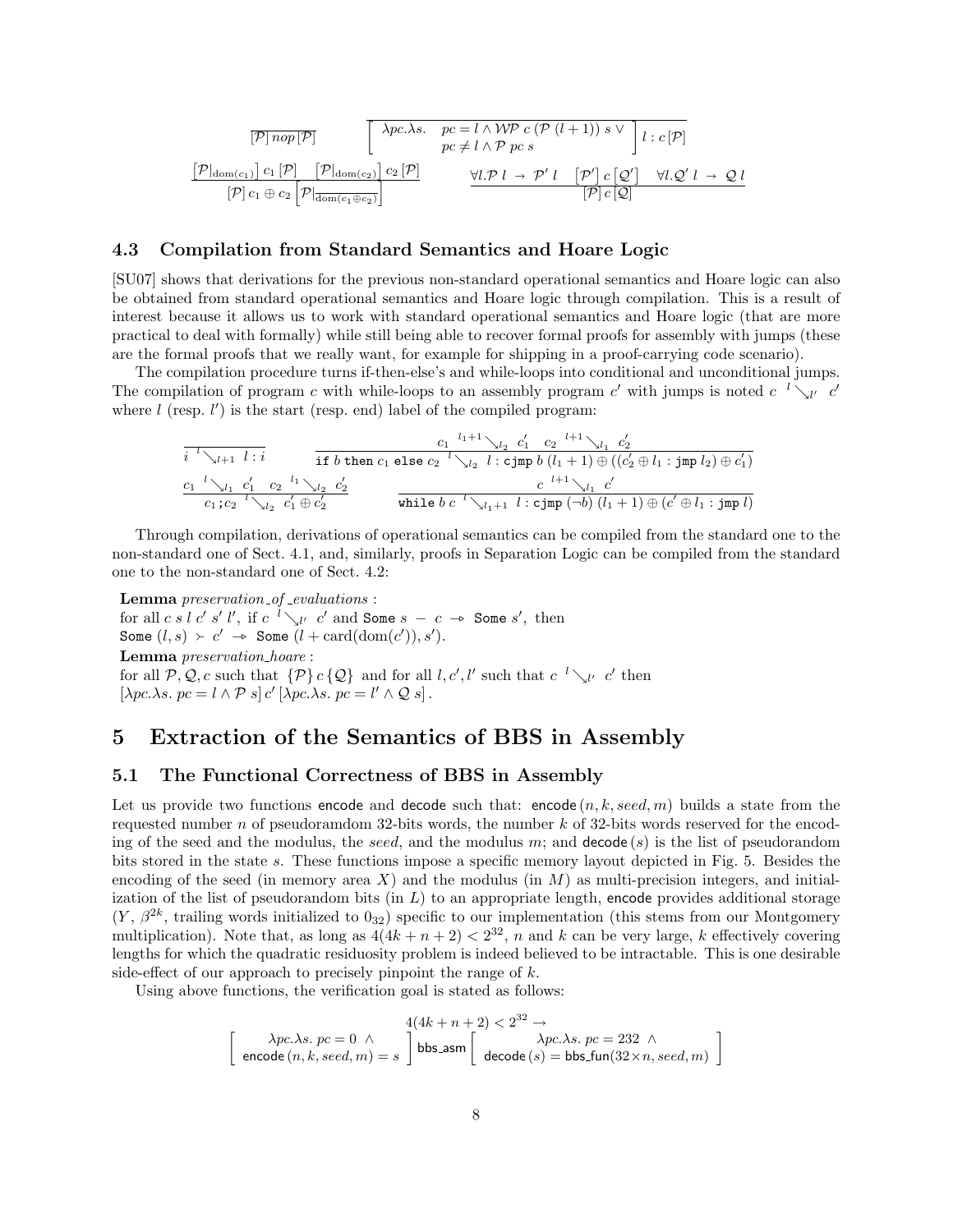$$\frac{}{[\mathcal{P}]\, nop\, [\mathcal{P}]} \qquad \frac{}{\left[\begin{array}{ll}\lambda pc.\lambda s. & pc = l \wedge \mathcal{WP}\ c\ (\mathcal{P}\ (l+1))\ s\ \vee \\ & pc \neq l \wedge \mathcal{P}\ pc\ s\end{array}\right] l : c\, [\mathcal{P}]}$$

$$\frac{\left[\mathcal{P}|_{\mathrm{dom}(c_1)}\right] c_1\, [\mathcal{P}] \quad \left[\mathcal{P}|_{\mathrm{dom}(c_2)}\right] c_2\, [\mathcal{P}]}{[\mathcal{P}]\, c_1 \oplus c_2 \left[\mathcal{P}|_{\overline{\mathrm{dom}(c_1 \oplus c_2)}}\right]} \qquad \frac{\forall l. \mathcal{P}\ l\ \to\ \mathcal{P}'\ l \quad [\mathcal{P}']\, c\, [\mathcal{Q}'] \quad \forall l. \mathcal{Q}'\ l\ \to\ \mathcal{Q}\ l}{[\mathcal{P}]\, c\, [\mathcal{Q}]}$$

### 4.3 Compilation from Standard Semantics and Hoare Logic

[SU07] shows that derivations for the previous non-standard operational semantics and Hoare logic can also be obtained from standard operational semantics and Hoare logic through compilation. This is a result of interest because it allows us to work with standard operational semantics and Hoare logic (that are more practical to deal with formally) while still being able to recover formal proofs for assembly with jumps (these are the formal proofs that we really want, for example for shipping in a proof-carrying code scenario).

The compilation procedure turns if-then-else's and while-loops into conditional and unconditional jumps. The compilation of program $c$ with while-loops to an assembly program $c'$ with jumps is noted $c\ {}^{l}\searrow_{l'}\ c'$ where $l$ (resp. $l'$) is the start (resp. end) label of the compiled program:

$$\frac{}{i\ {}^{l}\searrow_{l+1}\ l : i} \qquad \frac{c_1\ {}^{l_1+1}\searrow_{l_2}\ c_1' \quad c_2\ {}^{l+1}\searrow_{l_1}\ c_2'}{\texttt{if}\ b\ \texttt{then}\ c_1\ \texttt{else}\ c_2\ {}^{l}\searrow_{l_2}\ l : \texttt{cjmp}\ b\ (l_1+1) \oplus ((c_2' \oplus l_1 : \texttt{jmp}\ l_2) \oplus c_1')}$$

$$\frac{c_1\ {}^{l}\searrow_{l_1}\ c_1' \quad c_2\ {}^{l_1}\searrow_{l_2}\ c_2'}{c_1 ; c_2\ {}^{l}\searrow_{l_2}\ c_1' \oplus c_2'} \qquad \frac{c\ {}^{l+1}\searrow_{l_1}\ c'}{\texttt{while}\ b\ c\ {}^{l}\searrow_{l_1+1}\ l : \texttt{cjmp}\ (\neg b)\ (l_1+1) \oplus (c' \oplus l_1 : \texttt{jmp}\ l)}$$

Through compilation, derivations of operational semantics can be compiled from the standard one to the non-standard one of Sect. 4.1, and, similarly, proofs in Separation Logic can be compiled from the standard one to the non-standard one of Sect. 4.2:

**Lemma** *preservation_of_evaluations* :
for all $c\ s\ l\ c'\ s'\ l'$, if $c\ {}^{l}\searrow_{l'}\ c'$ and $\texttt{Some}\ s\ -\ c\ \twoheadrightarrow\ \texttt{Some}\ s'$, then $\texttt{Some}\ (l, s)\ \succ\ c'\ \twoheadrightarrow\ \texttt{Some}\ (l + \mathrm{card}(\mathrm{dom}(c')), s')$.

**Lemma** *preservation_hoare* :
for all $\mathcal{P}, \mathcal{Q}, c$ such that $\{\mathcal{P}\}\, c\, \{\mathcal{Q}\}$ and for all $l, c', l'$ such that $c\ {}^{l}\searrow_{l'}\ c'$ then $[\lambda pc.\lambda s.\ pc = l \wedge \mathcal{P}\ s]\, c'\, [\lambda pc.\lambda s.\ pc = l' \wedge \mathcal{Q}\ s]$.

## 5 Extraction of the Semantics of BBS in Assembly

### 5.1 The Functional Correctness of BBS in Assembly

Let us provide two functions encode and decode such that: $\mathsf{encode}\,(n, k, seed, m)$ builds a state from the requested number $n$ of pseudoramdom 32-bits words, the number $k$ of 32-bits words reserved for the encoding of the seed and the modulus, the *seed*, and the modulus $m$; and $\mathsf{decode}\,(s)$ is the list of pseudorandom bits stored in the state $s$. These functions impose a specific memory layout depicted in Fig. 5. Besides the encoding of the seed (in memory area $X$) and the modulus (in $M$) as multi-precision integers, and initialization of the list of pseudorandom bits (in $L$) to an appropriate length, encode provides additional storage ($Y$, $\beta^{2k}$, trailing words initialized to $0_{32}$) specific to our implementation (this stems from our Montgomery multiplication). Note that, as long as $4(4k + n + 2) < 2^{32}$, $n$ and $k$ can be very large, $k$ effectively covering lengths for which the quadratic residuosity problem is indeed believed to be intractable. This is one desirable side-effect of our approach to precisely pinpoint the range of $k$.

Using above functions, the verification goal is stated as follows:

$$4(4k + n + 2) < 2^{32} \to$$
$$\left[\begin{array}{c}\lambda pc.\lambda s.\ pc = 0\ \wedge \\ \mathsf{encode}\,(n, k, seed, m) = s\end{array}\right] \mathsf{bbs\_asm} \left[\begin{array}{c}\lambda pc.\lambda s.\ pc = 232\ \wedge \\ \mathsf{decode}\,(s) = \mathsf{bbs\_fun}(32 \times n, seed, m)\end{array}\right]$$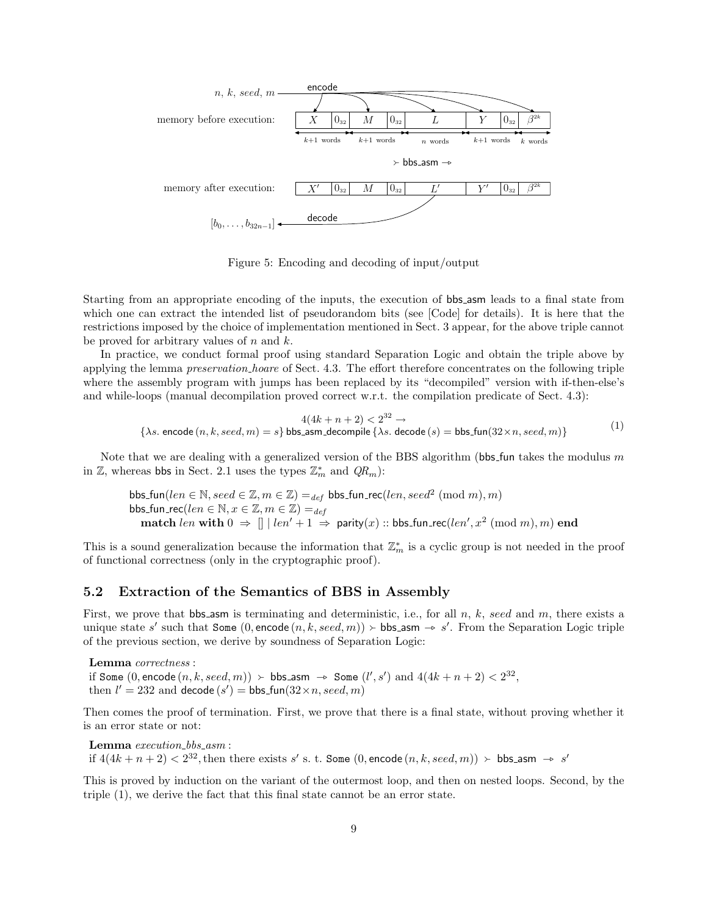Figure 5: Encoding and decoding of input/output

Starting from an appropriate encoding of the inputs, the execution of bbs_asm leads to a final state from which one can extract the intended list of pseudorandom bits (see [Code] for details). It is here that the restrictions imposed by the choice of implementation mentioned in Sect. 3 appear, for the above triple cannot be proved for arbitrary values of $n$ and $k$.

In practice, we conduct formal proof using standard Separation Logic and obtain the triple above by applying the lemma *preservation_hoare* of Sect. 4.3. The effort therefore concentrates on the following triple where the assembly program with jumps has been replaced by its "decompiled" version with if-then-else's and while-loops (manual decompilation proved correct w.r.t. the compilation predicate of Sect. 4.3):

$$4(4k+n+2) < 2^{32} \rightarrow$$
$$\{\lambda s.\ \mathsf{encode}\,(n,k,seed,m) = s\}\ \mathsf{bbs\_asm\_decompile}\ \{\lambda s.\ \mathsf{decode}\,(s) = \mathsf{bbs\_fun}(32 \times n, seed, m)\} \tag{1}$$

Note that we are dealing with a generalized version of the BBS algorithm (bbs_fun takes the modulus $m$ in $\mathbb{Z}$, whereas bbs in Sect. 2.1 uses the types $\mathbb{Z}_m^*$ and $QR_m$):

$\mathsf{bbs\_fun}(len \in \mathbb{N}, seed \in \mathbb{Z}, m \in \mathbb{Z}) =_{def} \mathsf{bbs\_fun\_rec}(len, seed^2 \pmod m, m)$
$\mathsf{bbs\_fun\_rec}(len \in \mathbb{N}, x \in \mathbb{Z}, m \in \mathbb{Z}) =_{def}$
$\quad$ **match** $len$ **with** $0 \Rightarrow [\,] \mid len'+1 \Rightarrow \mathsf{parity}(x) :: \mathsf{bbs\_fun\_rec}(len', x^2 \pmod m, m)$ **end**

This is a sound generalization because the information that $\mathbb{Z}_m^*$ is a cyclic group is not needed in the proof of functional correctness (only in the cryptographic proof).

## 5.2 Extraction of the Semantics of BBS in Assembly

First, we prove that bbs_asm is terminating and deterministic, i.e., for all $n$, $k$, $seed$ and $m$, there exists a unique state $s'$ such that $\mathtt{Some}\ (0, \mathsf{encode}\,(n,k,seed,m)) \succ \mathsf{bbs\_asm} \twoheadrightarrow s'$. From the Separation Logic triple of the previous section, we derive by soundness of Separation Logic:

**Lemma** *correctness* :
if $\mathtt{Some}\ (0, \mathsf{encode}\,(n,k,seed,m)) \succ \mathsf{bbs\_asm} \twoheadrightarrow \mathtt{Some}\ (l', s')$ and $4(4k+n+2) < 2^{32}$,
then $l' = 232$ and $\mathsf{decode}\,(s') = \mathsf{bbs\_fun}(32 \times n, seed, m)$

Then comes the proof of termination. First, we prove that there is a final state, without proving whether it is an error state or not:

**Lemma** *execution_bbs_asm* :
if $4(4k+n+2) < 2^{32}$, then there exists $s'$ s. t. $\mathtt{Some}\ (0, \mathsf{encode}\,(n,k,seed,m)) \succ \mathsf{bbs\_asm} \twoheadrightarrow s'$

This is proved by induction on the variant of the outermost loop, and then on nested loops. Second, by the triple (1), we derive the fact that this final state cannot be an error state.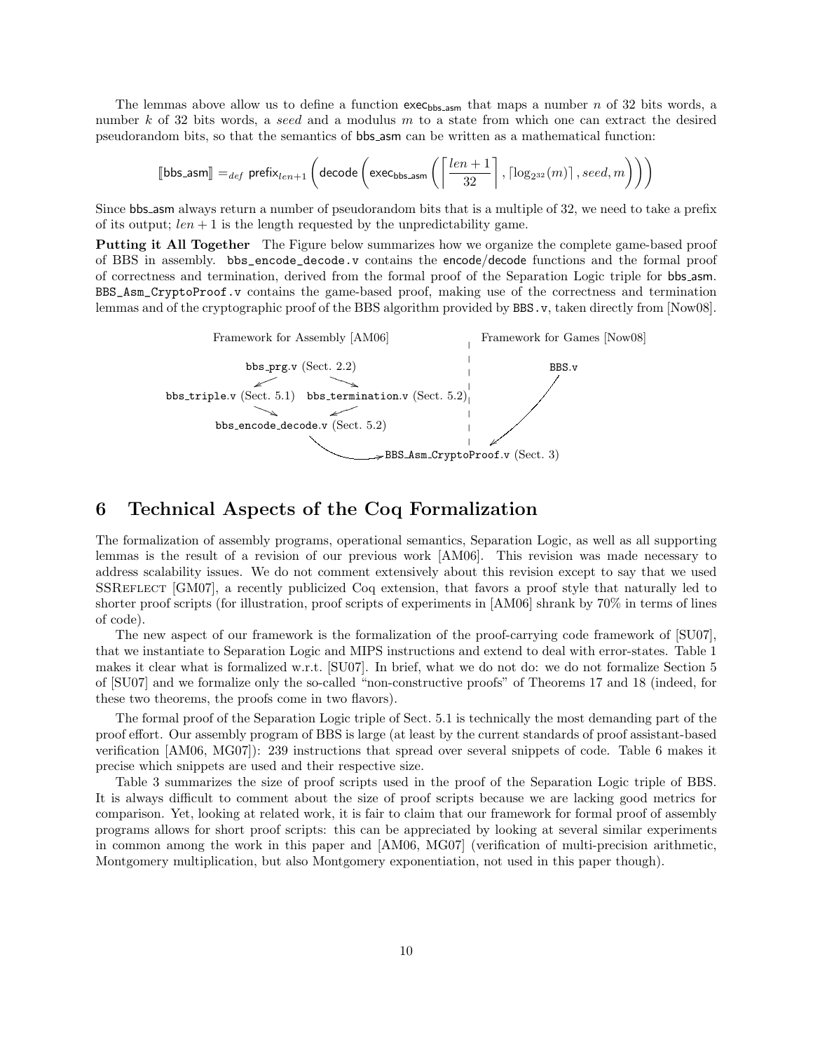The lemmas above allow us to define a function $\mathsf{exec}_{\mathsf{bbs\_asm}}$ that maps a number $n$ of 32 bits words, a number $k$ of 32 bits words, a *seed* and a modulus $m$ to a state from which one can extract the desired pseudorandom bits, so that the semantics of bbs_asm can be written as a mathematical function:

$$[\![\mathsf{bbs\_asm}]\!] =_{def} \mathsf{prefix}_{len+1}\left(\mathsf{decode}\left(\mathsf{exec}_{\mathsf{bbs\_asm}}\left(\left\lceil \frac{len+1}{32} \right\rceil, \lceil \log_{2^{32}}(m) \rceil, seed, m\right)\right)\right)$$

Since bbs_asm always return a number of pseudorandom bits that is a multiple of 32, we need to take a prefix of its output; $len + 1$ is the length requested by the unpredictability game.

**Putting it All Together** The Figure below summarizes how we organize the complete game-based proof of BBS in assembly. `bbs_encode_decode.v` contains the encode/decode functions and the formal proof of correctness and termination, derived from the formal proof of the Separation Logic triple for bbs_asm. `BBS_Asm_CryptoProof.v` contains the game-based proof, making use of the correctness and termination lemmas and of the cryptographic proof of the BBS algorithm provided by `BBS.v`, taken directly from [Now08].

```
Framework for Assembly [AM06]                          |  Framework for Games [Now08]
                                                       |
              bbs_prg.v (Sect. 2.2)                    |            BBS.v
             /                     \                   |              |
bbs_triple.v (Sect. 5.1)   bbs_termination.v (Sect. 5.2)              |
             \                     /                   |              |
         bbs_encode_decode.v (Sect. 5.2)               |              |
                      \                                |              v
                       -----------> BBS_Asm_CryptoProof.v (Sect. 3)
```

# 6 Technical Aspects of the Coq Formalization

The formalization of assembly programs, operational semantics, Separation Logic, as well as all supporting lemmas is the result of a revision of our previous work [AM06]. This revision was made necessary to address scalability issues. We do not comment extensively about this revision except to say that we used SSReflect [GM07], a recently publicized Coq extension, that favors a proof style that naturally led to shorter proof scripts (for illustration, proof scripts of experiments in [AM06] shrank by 70% in terms of lines of code).

The new aspect of our framework is the formalization of the proof-carrying code framework of [SU07], that we instantiate to Separation Logic and MIPS instructions and extend to deal with error-states. Table 1 makes it clear what is formalized w.r.t. [SU07]. In brief, what we do not do: we do not formalize Section 5 of [SU07] and we formalize only the so-called "non-constructive proofs" of Theorems 17 and 18 (indeed, for these two theorems, the proofs come in two flavors).

The formal proof of the Separation Logic triple of Sect. 5.1 is technically the most demanding part of the proof effort. Our assembly program of BBS is large (at least by the current standards of proof assistant-based verification [AM06, MG07]): 239 instructions that spread over several snippets of code. Table 6 makes it precise which snippets are used and their respective size.

Table 3 summarizes the size of proof scripts used in the proof of the Separation Logic triple of BBS. It is always difficult to comment about the size of proof scripts because we are lacking good metrics for comparison. Yet, looking at related work, it is fair to claim that our framework for formal proof of assembly programs allows for short proof scripts: this can be appreciated by looking at several similar experiments in common among the work in this paper and [AM06, MG07] (verification of multi-precision arithmetic, Montgomery multiplication, but also Montgomery exponentiation, not used in this paper though).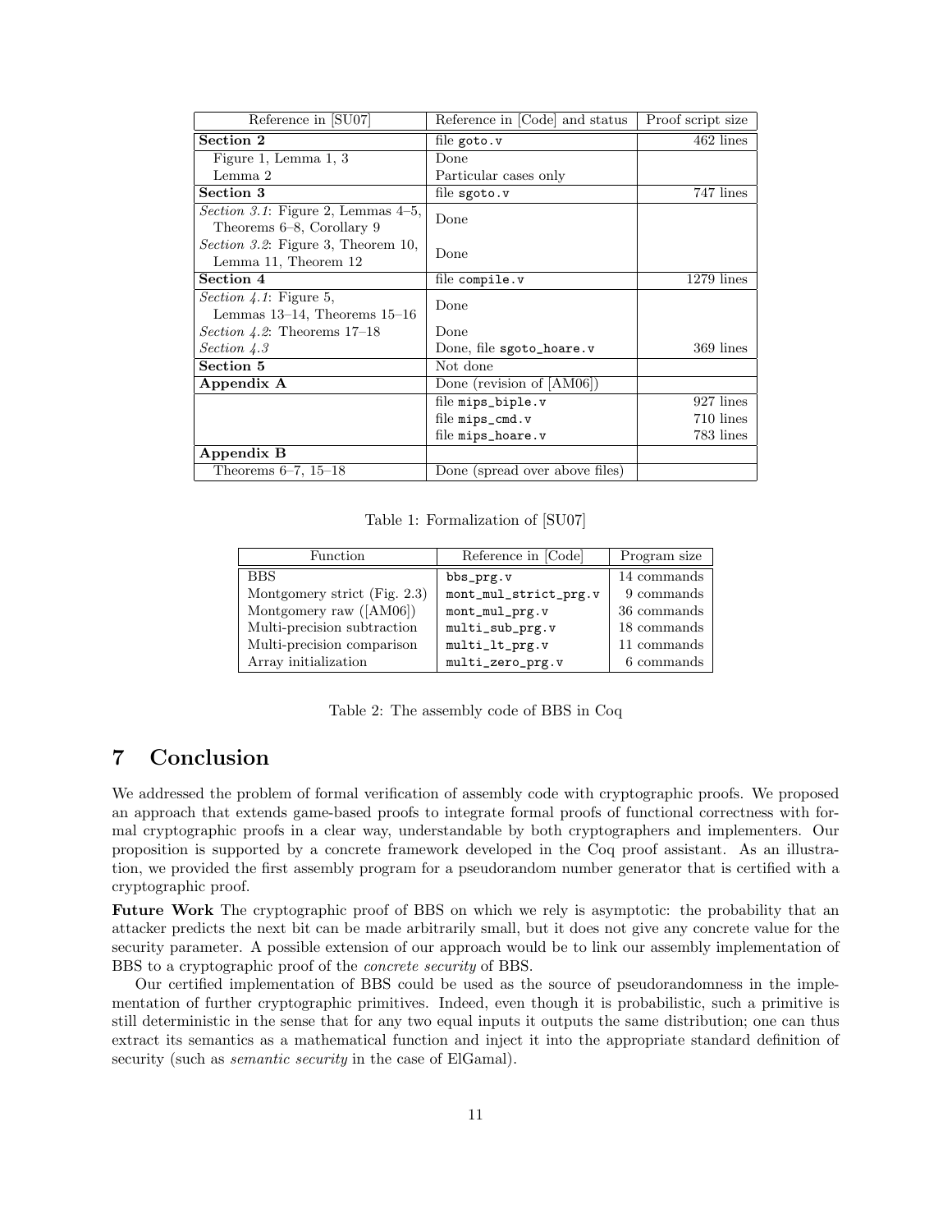| Reference in [SU07] | Reference in [Code] and status | Proof script size |
| --- | --- | --- |
| **Section 2** | file `goto.v` | 462 lines |
| Figure 1, Lemma 1, 3 | Done | |
| Lemma 2 | Particular cases only | |
| **Section 3** | file `sgoto.v` | 747 lines |
| *Section 3.1*: Figure 2, Lemmas 4–5, Theorems 6–8, Corollary 9 | Done | |
| *Section 3.2*: Figure 3, Theorem 10, Lemma 11, Theorem 12 | Done | |
| **Section 4** | file `compile.v` | 1279 lines |
| *Section 4.1*: Figure 5, Lemmas 13–14, Theorems 15–16 | Done | |
| *Section 4.2*: Theorems 17–18 | Done | |
| *Section 4.3* | Done, file `sgoto_hoare.v` | 369 lines |
| **Section 5** | Not done | |
| **Appendix A** | Done (revision of [AM06]) | |
| | file `mips_biple.v` | 927 lines |
| | file `mips_cmd.v` | 710 lines |
| | file `mips_hoare.v` | 783 lines |
| **Appendix B** | | |
| Theorems 6–7, 15–18 | Done (spread over above files) | |

Table 1: Formalization of [SU07]

| Function | Reference in [Code] | Program size |
| --- | --- | --- |
| BBS | `bbs_prg.v` | 14 commands |
| Montgomery strict (Fig. 2.3) | `mont_mul_strict_prg.v` | 9 commands |
| Montgomery raw ([AM06]) | `mont_mul_prg.v` | 36 commands |
| Multi-precision subtraction | `multi_sub_prg.v` | 18 commands |
| Multi-precision comparison | `multi_lt_prg.v` | 11 commands |
| Array initialization | `multi_zero_prg.v` | 6 commands |

Table 2: The assembly code of BBS in Coq

# 7 Conclusion

We addressed the problem of formal verification of assembly code with cryptographic proofs. We proposed an approach that extends game-based proofs to integrate formal proofs of functional correctness with formal cryptographic proofs in a clear way, understandable by both cryptographers and implementers. Our proposition is supported by a concrete framework developed in the Coq proof assistant. As an illustration, we provided the first assembly program for a pseudorandom number generator that is certified with a cryptographic proof.

**Future Work** The cryptographic proof of BBS on which we rely is asymptotic: the probability that an attacker predicts the next bit can be made arbitrarily small, but it does not give any concrete value for the security parameter. A possible extension of our approach would be to link our assembly implementation of BBS to a cryptographic proof of the *concrete security* of BBS.

Our certified implementation of BBS could be used as the source of pseudorandomness in the implementation of further cryptographic primitives. Indeed, even though it is probabilistic, such a primitive is still deterministic in the sense that for any two equal inputs it outputs the same distribution; one can thus extract its semantics as a mathematical function and inject it into the appropriate standard definition of security (such as *semantic security* in the case of ElGamal).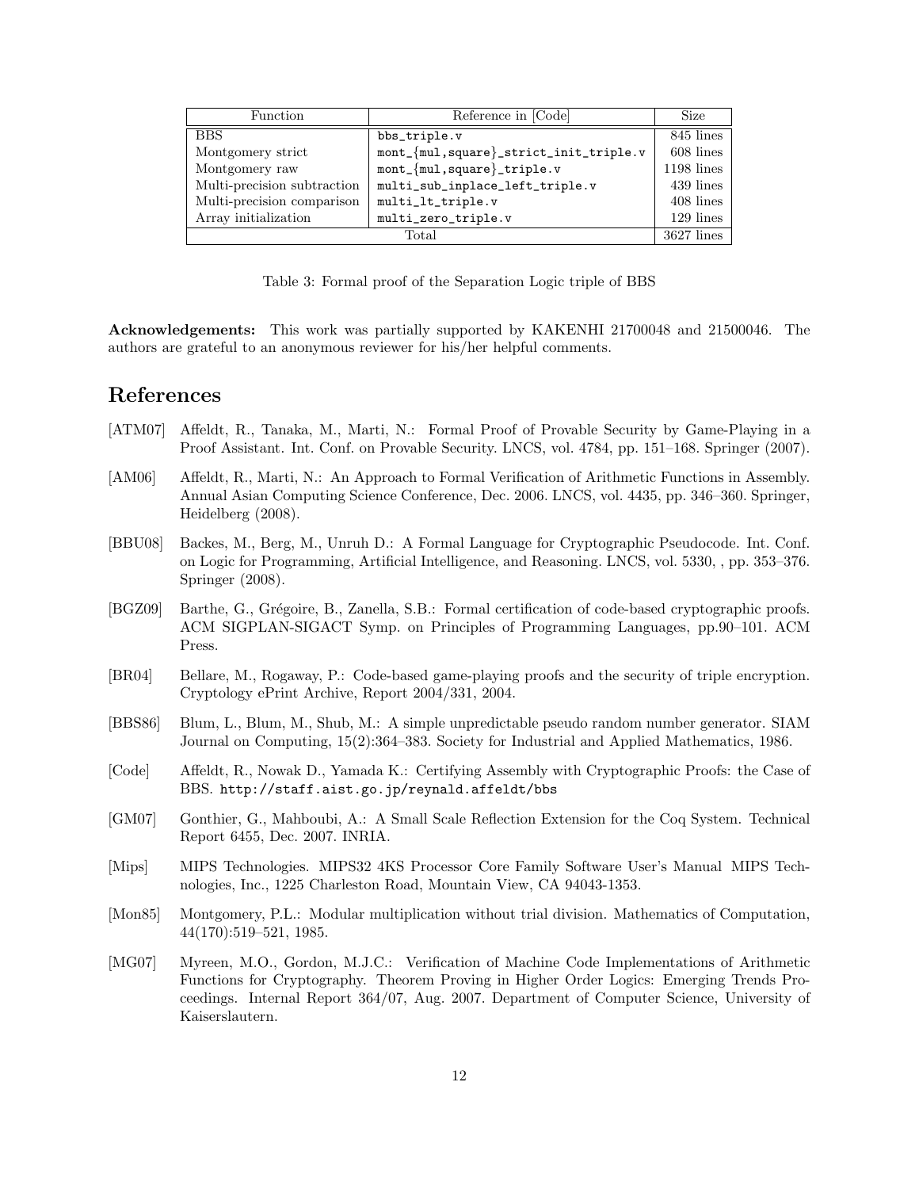| Function | Reference in [Code] | Size |
|---|---|---|
| BBS | `bbs_triple.v` | 845 lines |
| Montgomery strict | `mont_{mul,square}_strict_init_triple.v` | 608 lines |
| Montgomery raw | `mont_{mul,square}_triple.v` | 1198 lines |
| Multi-precision subtraction | `multi_sub_inplace_left_triple.v` | 439 lines |
| Multi-precision comparison | `multi_lt_triple.v` | 408 lines |
| Array initialization | `multi_zero_triple.v` | 129 lines |
| Total | | 3627 lines |

Table 3: Formal proof of the Separation Logic triple of BBS

**Acknowledgements:** This work was partially supported by KAKENHI 21700048 and 21500046. The authors are grateful to an anonymous reviewer for his/her helpful comments.

## References

[ATM07] Affeldt, R., Tanaka, M., Marti, N.: Formal Proof of Provable Security by Game-Playing in a Proof Assistant. Int. Conf. on Provable Security. LNCS, vol. 4784, pp. 151–168. Springer (2007).

[AM06] Affeldt, R., Marti, N.: An Approach to Formal Verification of Arithmetic Functions in Assembly. Annual Asian Computing Science Conference, Dec. 2006. LNCS, vol. 4435, pp. 346–360. Springer, Heidelberg (2008).

[BBU08] Backes, M., Berg, M., Unruh D.: A Formal Language for Cryptographic Pseudocode. Int. Conf. on Logic for Programming, Artificial Intelligence, and Reasoning. LNCS, vol. 5330, , pp. 353–376. Springer (2008).

[BGZ09] Barthe, G., Grégoire, B., Zanella, S.B.: Formal certification of code-based cryptographic proofs. ACM SIGPLAN-SIGACT Symp. on Principles of Programming Languages, pp.90–101. ACM Press.

[BR04] Bellare, M., Rogaway, P.: Code-based game-playing proofs and the security of triple encryption. Cryptology ePrint Archive, Report 2004/331, 2004.

[BBS86] Blum, L., Blum, M., Shub, M.: A simple unpredictable pseudo random number generator. SIAM Journal on Computing, 15(2):364–383. Society for Industrial and Applied Mathematics, 1986.

[Code] Affeldt, R., Nowak D., Yamada K.: Certifying Assembly with Cryptographic Proofs: the Case of BBS. `http://staff.aist.go.jp/reynald.affeldt/bbs`

[GM07] Gonthier, G., Mahboubi, A.: A Small Scale Reflection Extension for the Coq System. Technical Report 6455, Dec. 2007. INRIA.

[Mips] MIPS Technologies. MIPS32 4KS Processor Core Family Software User's Manual MIPS Technologies, Inc., 1225 Charleston Road, Mountain View, CA 94043-1353.

[Mon85] Montgomery, P.L.: Modular multiplication without trial division. Mathematics of Computation, 44(170):519–521, 1985.

[MG07] Myreen, M.O., Gordon, M.J.C.: Verification of Machine Code Implementations of Arithmetic Functions for Cryptography. Theorem Proving in Higher Order Logics: Emerging Trends Proceedings. Internal Report 364/07, Aug. 2007. Department of Computer Science, University of Kaiserslautern.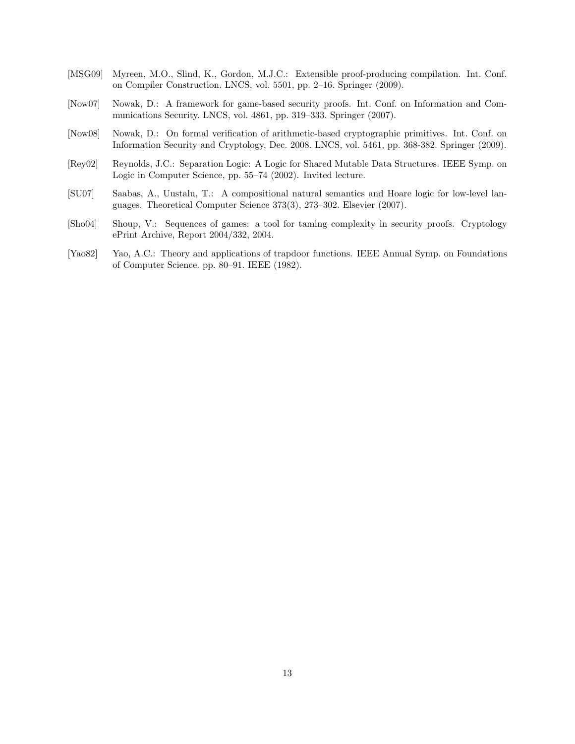[MSG09] Myreen, M.O., Slind, K., Gordon, M.J.C.: Extensible proof-producing compilation. Int. Conf. on Compiler Construction. LNCS, vol. 5501, pp. 2–16. Springer (2009).

[Now07] Nowak, D.: A framework for game-based security proofs. Int. Conf. on Information and Communications Security. LNCS, vol. 4861, pp. 319–333. Springer (2007).

[Now08] Nowak, D.: On formal verification of arithmetic-based cryptographic primitives. Int. Conf. on Information Security and Cryptology, Dec. 2008. LNCS, vol. 5461, pp. 368-382. Springer (2009).

[Rey02] Reynolds, J.C.: Separation Logic: A Logic for Shared Mutable Data Structures. IEEE Symp. on Logic in Computer Science, pp. 55–74 (2002). Invited lecture.

[SU07] Saabas, A., Uustalu, T.: A compositional natural semantics and Hoare logic for low-level languages. Theoretical Computer Science 373(3), 273–302. Elsevier (2007).

[Sho04] Shoup, V.: Sequences of games: a tool for taming complexity in security proofs. Cryptology ePrint Archive, Report 2004/332, 2004.

[Yao82] Yao, A.C.: Theory and applications of trapdoor functions. IEEE Annual Symp. on Foundations of Computer Science. pp. 80–91. IEEE (1982).